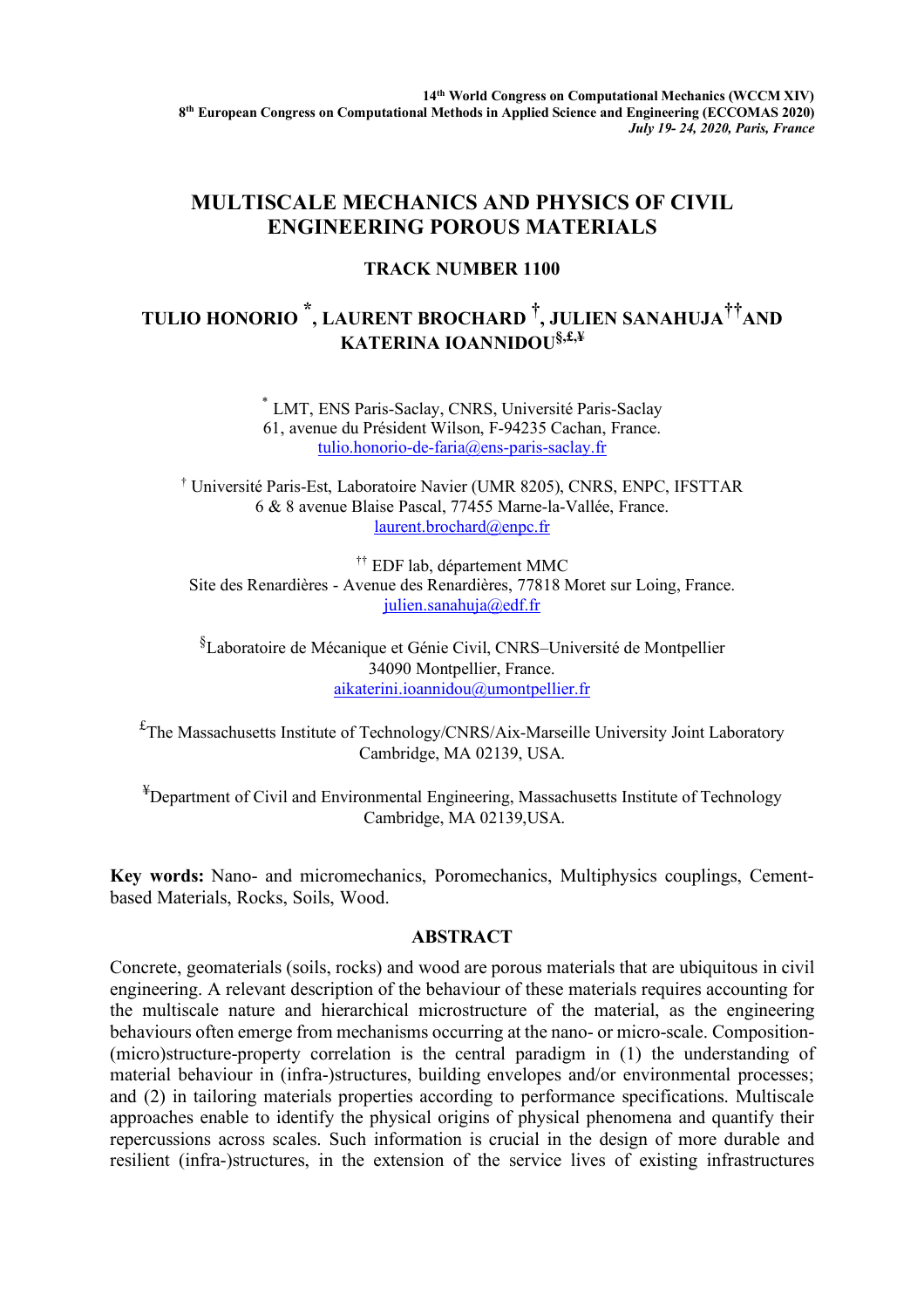14th World Congress on Computational Mechanics (WCCM XIV)
8th European Congress on Computational Methods in Applied Science and Engineering (ECCOMAS 2020)
*July 19- 24, 2020, Paris, France*

# MULTISCALE MECHANICS AND PHYSICS OF CIVIL ENGINEERING POROUS MATERIALS

## TRACK NUMBER 1100

**TULIO HONORIO [*], LAURENT BROCHARD [†], JULIEN SANAHUJA [††] AND KATERINA IOANNIDOU [§,£,¥]**

[*] LMT, ENS Paris-Saclay, CNRS, Université Paris-Saclay
61, avenue du Président Wilson, F-94235 Cachan, France.
tulio.honorio-de-faria@ens-paris-saclay.fr

[†] Université Paris-Est, Laboratoire Navier (UMR 8205), CNRS, ENPC, IFSTTAR
6 & 8 avenue Blaise Pascal, 77455 Marne-la-Vallée, France.
laurent.brochard@enpc.fr

[††] EDF lab, département MMC
Site des Renardières - Avenue des Renardières, 77818 Moret sur Loing, France.
julien.sanahuja@edf.fr

[§] Laboratoire de Mécanique et Génie Civil, CNRS–Université de Montpellier
34090 Montpellier, France.
aikaterini.ioannidou@umontpellier.fr

[£] The Massachusetts Institute of Technology/CNRS/Aix-Marseille University Joint Laboratory
Cambridge, MA 02139, USA.

[¥] Department of Civil and Environmental Engineering, Massachusetts Institute of Technology
Cambridge, MA 02139,USA.

**Key words:** Nano- and micromechanics, Poromechanics, Multiphysics couplings, Cement-based Materials, Rocks, Soils, Wood.

## ABSTRACT

Concrete, geomaterials (soils, rocks) and wood are porous materials that are ubiquitous in civil engineering. A relevant description of the behaviour of these materials requires accounting for the multiscale nature and hierarchical microstructure of the material, as the engineering behaviours often emerge from mechanisms occurring at the nano- or micro-scale. Composition-(micro)structure-property correlation is the central paradigm in (1) the understanding of material behaviour in (infra-)structures, building envelopes and/or environmental processes; and (2) in tailoring materials properties according to performance specifications. Multiscale approaches enable to identify the physical origins of physical phenomena and quantify their repercussions across scales. Such information is crucial in the design of more durable and resilient (infra-)structures, in the extension of the service lives of existing infrastructures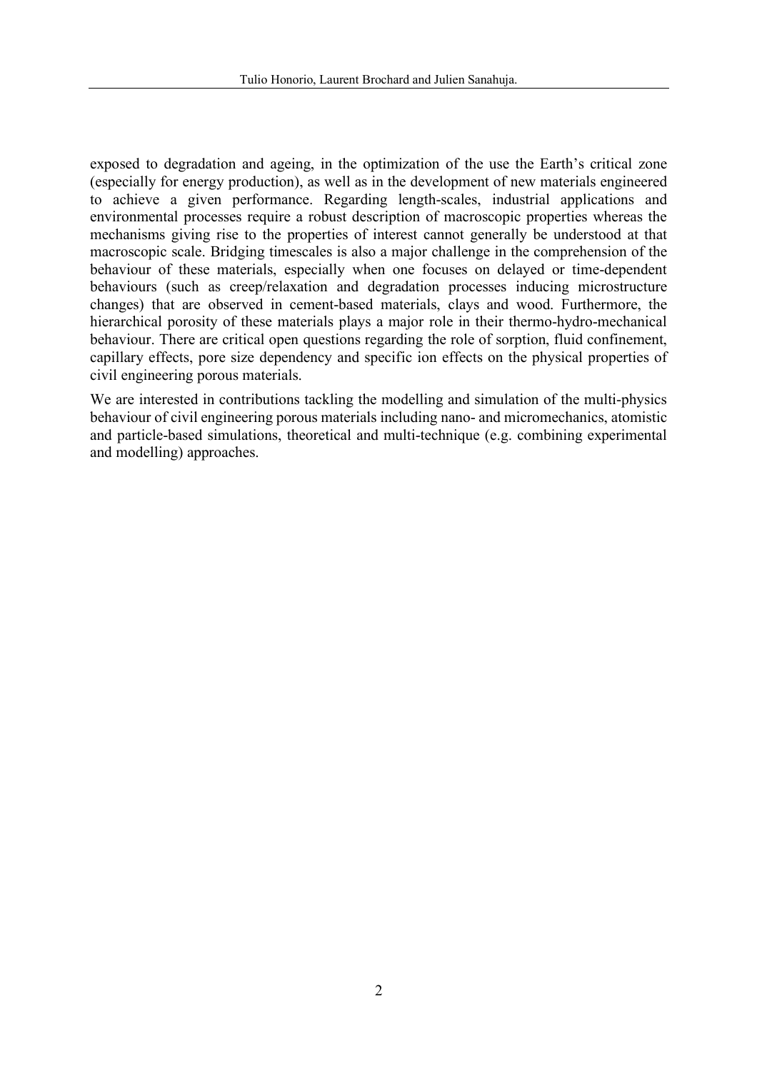exposed to degradation and ageing, in the optimization of the use the Earth's critical zone (especially for energy production), as well as in the development of new materials engineered to achieve a given performance. Regarding length-scales, industrial applications and environmental processes require a robust description of macroscopic properties whereas the mechanisms giving rise to the properties of interest cannot generally be understood at that macroscopic scale. Bridging timescales is also a major challenge in the comprehension of the behaviour of these materials, especially when one focuses on delayed or time-dependent behaviours (such as creep/relaxation and degradation processes inducing microstructure changes) that are observed in cement-based materials, clays and wood. Furthermore, the hierarchical porosity of these materials plays a major role in their thermo-hydro-mechanical behaviour. There are critical open questions regarding the role of sorption, fluid confinement, capillary effects, pore size dependency and specific ion effects on the physical properties of civil engineering porous materials.

We are interested in contributions tackling the modelling and simulation of the multi-physics behaviour of civil engineering porous materials including nano- and micromechanics, atomistic and particle-based simulations, theoretical and multi-technique (e.g. combining experimental and modelling) approaches.